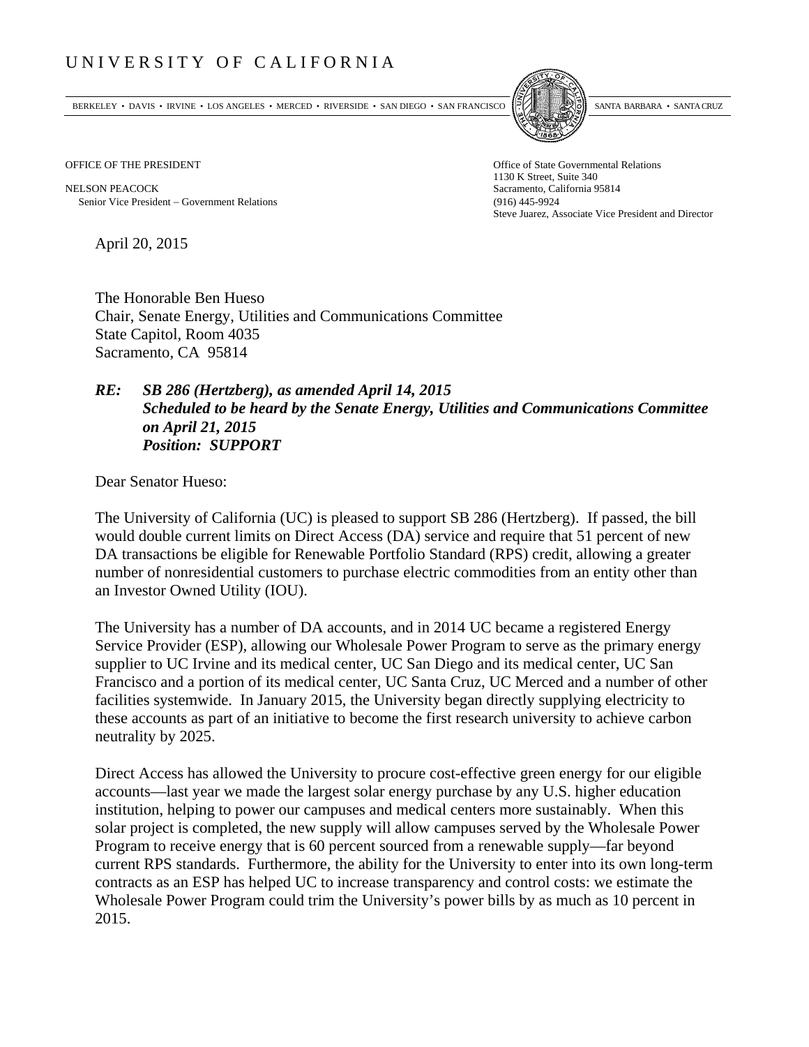# UNIVERSITY OF CALIFORNIA

BERKELEY • DAVIS • IRVINE • LOS ANGELES • MERCED • RIVERSIDE • SAN DIEGO • SAN FRANCISCO | SANTA BARBARA • SANTA CRUZ

OFFICE OF THE PRESIDENT

NELSON PEACOCK
Senior Vice President – Government Relations

Office of State Governmental Relations
1130 K Street, Suite 340
Sacramento, California 95814
(916) 445-9924
Steve Juarez, Associate Vice President and Director

April 20, 2015

The Honorable Ben Hueso
Chair, Senate Energy, Utilities and Communications Committee
State Capitol, Room 4035
Sacramento, CA 95814

***RE: SB 286 (Hertzberg), as amended April 14, 2015***
***Scheduled to be heard by the Senate Energy, Utilities and Communications Committee on April 21, 2015***
***Position: SUPPORT***

Dear Senator Hueso:

The University of California (UC) is pleased to support SB 286 (Hertzberg). If passed, the bill would double current limits on Direct Access (DA) service and require that 51 percent of new DA transactions be eligible for Renewable Portfolio Standard (RPS) credit, allowing a greater number of nonresidential customers to purchase electric commodities from an entity other than an Investor Owned Utility (IOU).

The University has a number of DA accounts, and in 2014 UC became a registered Energy Service Provider (ESP), allowing our Wholesale Power Program to serve as the primary energy supplier to UC Irvine and its medical center, UC San Diego and its medical center, UC San Francisco and a portion of its medical center, UC Santa Cruz, UC Merced and a number of other facilities systemwide. In January 2015, the University began directly supplying electricity to these accounts as part of an initiative to become the first research university to achieve carbon neutrality by 2025.

Direct Access has allowed the University to procure cost-effective green energy for our eligible accounts—last year we made the largest solar energy purchase by any U.S. higher education institution, helping to power our campuses and medical centers more sustainably. When this solar project is completed, the new supply will allow campuses served by the Wholesale Power Program to receive energy that is 60 percent sourced from a renewable supply—far beyond current RPS standards. Furthermore, the ability for the University to enter into its own long-term contracts as an ESP has helped UC to increase transparency and control costs: we estimate the Wholesale Power Program could trim the University's power bills by as much as 10 percent in 2015.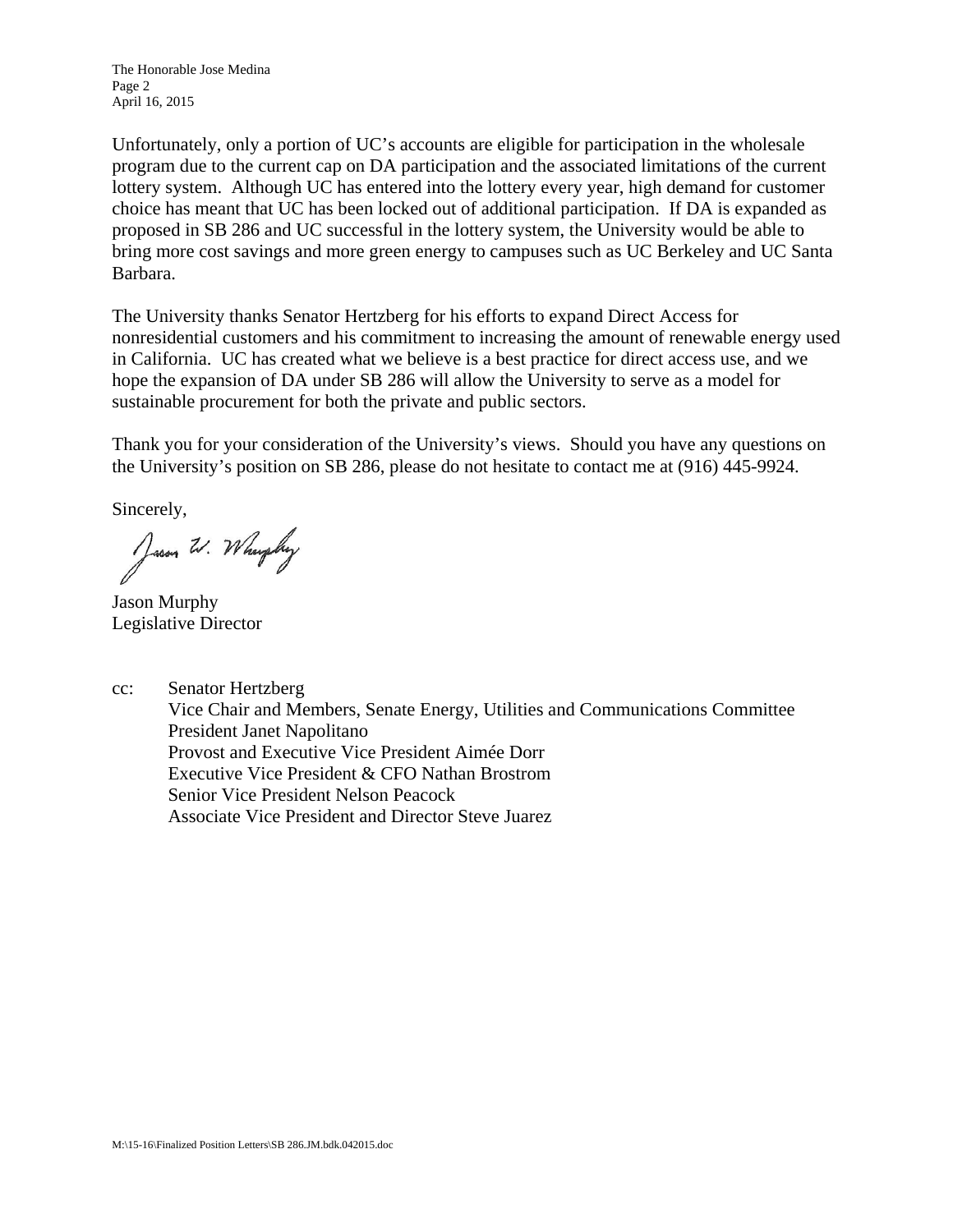Unfortunately, only a portion of UC's accounts are eligible for participation in the wholesale program due to the current cap on DA participation and the associated limitations of the current lottery system. Although UC has entered into the lottery every year, high demand for customer choice has meant that UC has been locked out of additional participation. If DA is expanded as proposed in SB 286 and UC successful in the lottery system, the University would be able to bring more cost savings and more green energy to campuses such as UC Berkeley and UC Santa Barbara.

The University thanks Senator Hertzberg for his efforts to expand Direct Access for nonresidential customers and his commitment to increasing the amount of renewable energy used in California. UC has created what we believe is a best practice for direct access use, and we hope the expansion of DA under SB 286 will allow the University to serve as a model for sustainable procurement for both the private and public sectors.

Thank you for your consideration of the University's views. Should you have any questions on the University's position on SB 286, please do not hesitate to contact me at (916) 445-9924.

Sincerely,

Jason W. Murphy

Jason Murphy
Legislative Director

cc: Senator Hertzberg
Vice Chair and Members, Senate Energy, Utilities and Communications Committee
President Janet Napolitano
Provost and Executive Vice President Aimée Dorr
Executive Vice President & CFO Nathan Brostrom
Senior Vice President Nelson Peacock
Associate Vice President and Director Steve Juarez

M:\15-16\Finalized Position Letters\SB 286.JM.bdk.042015.doc